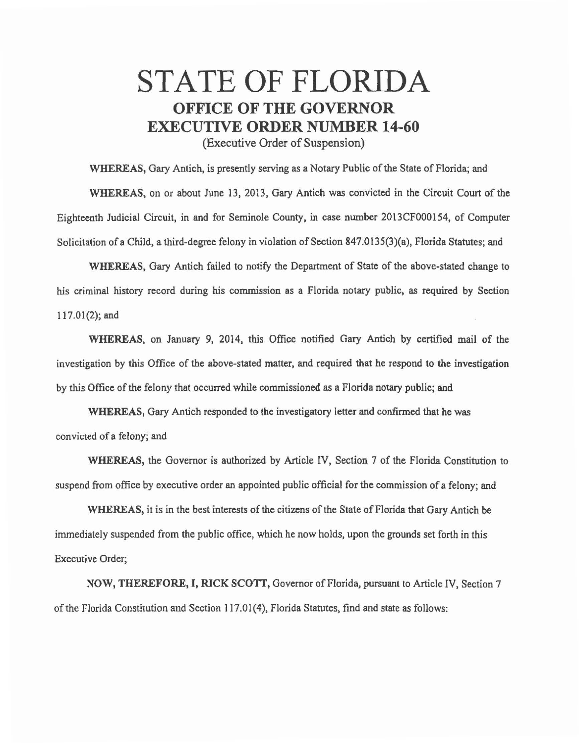# STATE OF FLORIDA

## OFFICE OF THE GOVERNOR

## EXECUTIVE ORDER NUMBER 14-60

(Executive Order of Suspension)

**WHEREAS,** Gary Antich, is presently serving as a Notary Public of the State of Florida; and

**WHEREAS,** on or about June 13, 2013, Gary Antich was convicted in the Circuit Court of the Eighteenth Judicial Circuit, in and for Seminole County, in case number 2013CF000154, of Computer Solicitation of a Child, a third-degree felony in violation of Section 847.0135(3)(a), Florida Statutes; and

**WHEREAS,** Gary Antich failed to notify the Department of State of the above-stated change to his criminal history record during his commission as a Florida notary public, as required by Section 117.01(2); and

**WHEREAS,** on January 9, 2014, this Office notified Gary Antich by certified mail of the investigation by this Office of the above-stated matter, and required that he respond to the investigation by this Office of the felony that occurred while commissioned as a Florida notary public; and

**WHEREAS,** Gary Antich responded to the investigatory letter and confirmed that he was convicted of a felony; and

**WHEREAS,** the Governor is authorized by Article IV, Section 7 of the Florida Constitution to suspend from office by executive order an appointed public official for the commission of a felony; and

**WHEREAS,** it is in the best interests of the citizens of the State of Florida that Gary Antich be immediately suspended from the public office, which he now holds, upon the grounds set forth in this Executive Order;

**NOW, THEREFORE, I, RICK SCOTT,** Governor of Florida, pursuant to Article IV, Section 7 of the Florida Constitution and Section 117.01(4), Florida Statutes, find and state as follows: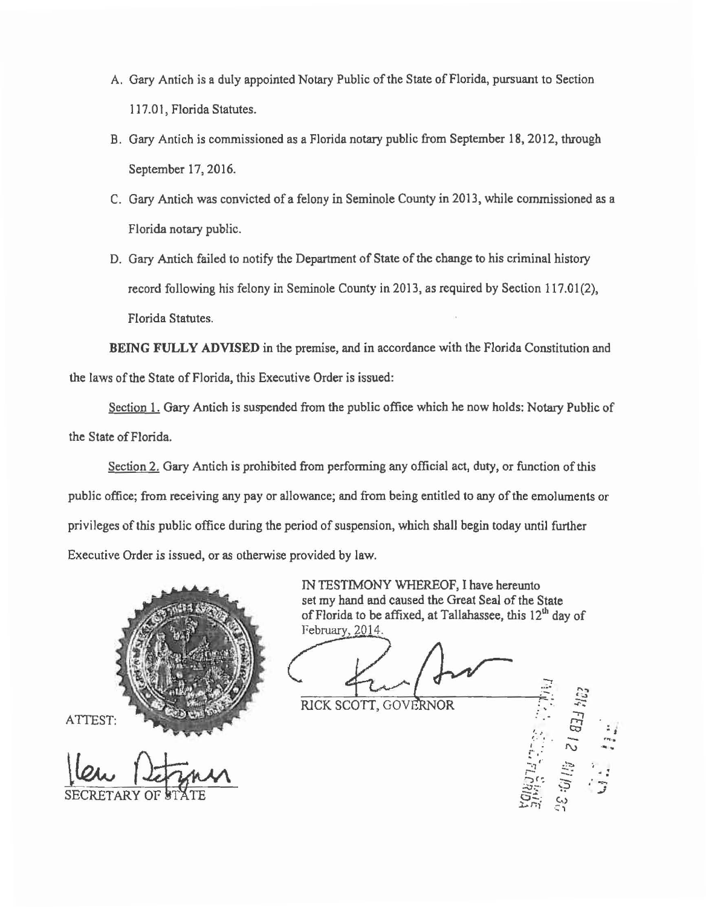A. Gary Antich is a duly appointed Notary Public of the State of Florida, pursuant to Section 117.01, Florida Statutes.

B. Gary Antich is commissioned as a Florida notary public from September 18, 2012, through September 17, 2016.

C. Gary Antich was convicted of a felony in Seminole County in 2013, while commissioned as a Florida notary public.

D. Gary Antich failed to notify the Department of State of the change to his criminal history record following his felony in Seminole County in 2013, as required by Section 117.01(2), Florida Statutes.

**BEING FULLY ADVISED** in the premise, and in accordance with the Florida Constitution and the laws of the State of Florida, this Executive Order is issued:

Section 1. Gary Antich is suspended from the public office which he now holds: Notary Public of the State of Florida.

Section 2. Gary Antich is prohibited from performing any official act, duty, or function of this public office; from receiving any pay or allowance; and from being entitled to any of the emoluments or privileges of this public office during the period of suspension, which shall begin today until further Executive Order is issued, or as otherwise provided by law.

IN TESTIMONY WHEREOF, I have hereunto set my hand and caused the Great Seal of the State of Florida to be affixed, at Tallahassee, this 12th day of February, 2014.

RICK SCOTT, GOVERNOR

ATTEST:

SECRETARY OF STATE

2014 FEB 12 AM 10: 35